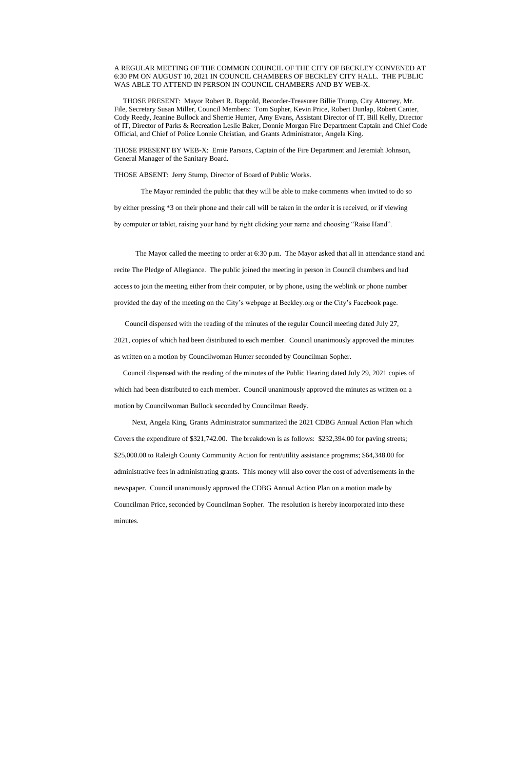A REGULAR MEETING OF THE COMMON COUNCIL OF THE CITY OF BECKLEY CONVENED AT 6:30 PM ON AUGUST 10, 2021 IN COUNCIL CHAMBERS OF BECKLEY CITY HALL. THE PUBLIC WAS ABLE TO ATTEND IN PERSON IN COUNCIL CHAMBERS AND BY WEB-X.

THOSE PRESENT: Mayor Robert R. Rappold, Recorder-Treasurer Billie Trump, City Attorney, Mr. File, Secretary Susan Miller, Council Members: Tom Sopher, Kevin Price, Robert Dunlap, Robert Canter, Cody Reedy, Jeanine Bullock and Sherrie Hunter, Amy Evans, Assistant Director of IT, Bill Kelly, Director of IT, Director of Parks & Recreation Leslie Baker, Donnie Morgan Fire Department Captain and Chief Code Official, and Chief of Police Lonnie Christian, and Grants Administrator, Angela King.

THOSE PRESENT BY WEB-X: Ernie Parsons, Captain of the Fire Department and Jeremiah Johnson, General Manager of the Sanitary Board.

THOSE ABSENT: Jerry Stump, Director of Board of Public Works.

The Mayor reminded the public that they will be able to make comments when invited to do so by either pressing *3 on their phone and their call will be taken in the order it is received, or if viewing by computer or tablet, raising your hand by right clicking your name and choosing "Raise Hand".

The Mayor called the meeting to order at 6:30 p.m. The Mayor asked that all in attendance stand and recite The Pledge of Allegiance. The public joined the meeting in person in Council chambers and had access to join the meeting either from their computer, or by phone, using the weblink or phone number provided the day of the meeting on the City's webpage at Beckley.org or the City's Facebook page.

Council dispensed with the reading of the minutes of the regular Council meeting dated July 27, 2021, copies of which had been distributed to each member. Council unanimously approved the minutes as written on a motion by Councilwoman Hunter seconded by Councilman Sopher.

Council dispensed with the reading of the minutes of the Public Hearing dated July 29, 2021 copies of which had been distributed to each member. Council unanimously approved the minutes as written on a motion by Councilwoman Bullock seconded by Councilman Reedy.

Next, Angela King, Grants Administrator summarized the 2021 CDBG Annual Action Plan which Covers the expenditure of $321,742.00. The breakdown is as follows: $232,394.00 for paving streets; $25,000.00 to Raleigh County Community Action for rent/utility assistance programs; $64,348.00 for administrative fees in administrating grants. This money will also cover the cost of advertisements in the newspaper. Council unanimously approved the CDBG Annual Action Plan on a motion made by Councilman Price, seconded by Councilman Sopher. The resolution is hereby incorporated into these minutes.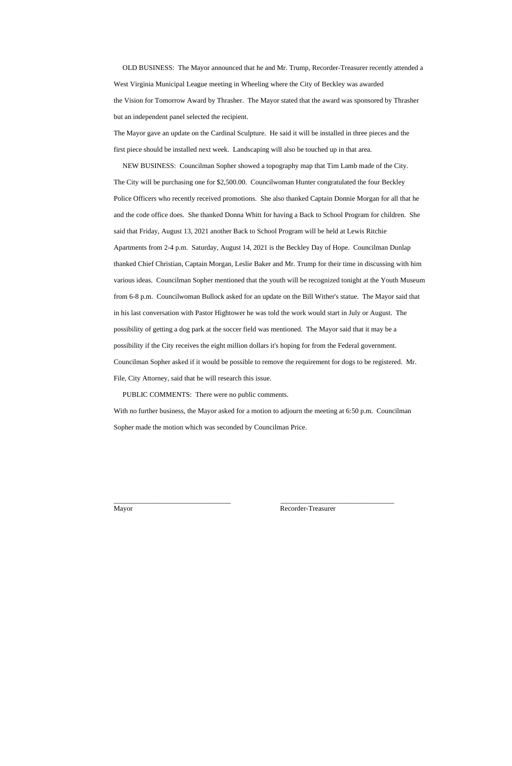OLD BUSINESS: The Mayor announced that he and Mr. Trump, Recorder-Treasurer recently attended a West Virginia Municipal League meeting in Wheeling where the City of Beckley was awarded the Vision for Tomorrow Award by Thrasher. The Mayor stated that the award was sponsored by Thrasher but an independent panel selected the recipient.

The Mayor gave an update on the Cardinal Sculpture. He said it will be installed in three pieces and the first piece should be installed next week. Landscaping will also be touched up in that area.

NEW BUSINESS: Councilman Sopher showed a topography map that Tim Lamb made of the City. The City will be purchasing one for $2,500.00. Councilwoman Hunter congratulated the four Beckley Police Officers who recently received promotions. She also thanked Captain Donnie Morgan for all that he and the code office does. She thanked Donna Whitt for having a Back to School Program for children. She said that Friday, August 13, 2021 another Back to School Program will be held at Lewis Ritchie Apartments from 2-4 p.m. Saturday, August 14, 2021 is the Beckley Day of Hope. Councilman Dunlap thanked Chief Christian, Captain Morgan, Leslie Baker and Mr. Trump for their time in discussing with him various ideas. Councilman Sopher mentioned that the youth will be recognized tonight at the Youth Museum from 6-8 p.m. Councilwoman Bullock asked for an update on the Bill Wither's statue. The Mayor said that in his last conversation with Pastor Hightower he was told the work would start in July or August. The possibility of getting a dog park at the soccer field was mentioned. The Mayor said that it may be a possibility if the City receives the eight million dollars it's hoping for from the Federal government. Councilman Sopher asked if it would be possible to remove the requirement for dogs to be registered. Mr. File, City Attorney, said that he will research this issue.

PUBLIC COMMENTS: There were no public comments.

With no further business, the Mayor asked for a motion to adjourn the meeting at 6:50 p.m. Councilman Sopher made the motion which was seconded by Councilman Price.

\_\_\_\_\_\_\_\_\_\_\_\_\_\_\_\_\_\_\_\_\_\_\_\_\_\_\_\_\_\_\_\_ Mayor

\_\_\_\_\_\_\_\_\_\_\_\_\_\_\_\_\_\_\_\_\_\_\_\_\_\_\_\_\_\_\_\_ Recorder-Treasurer